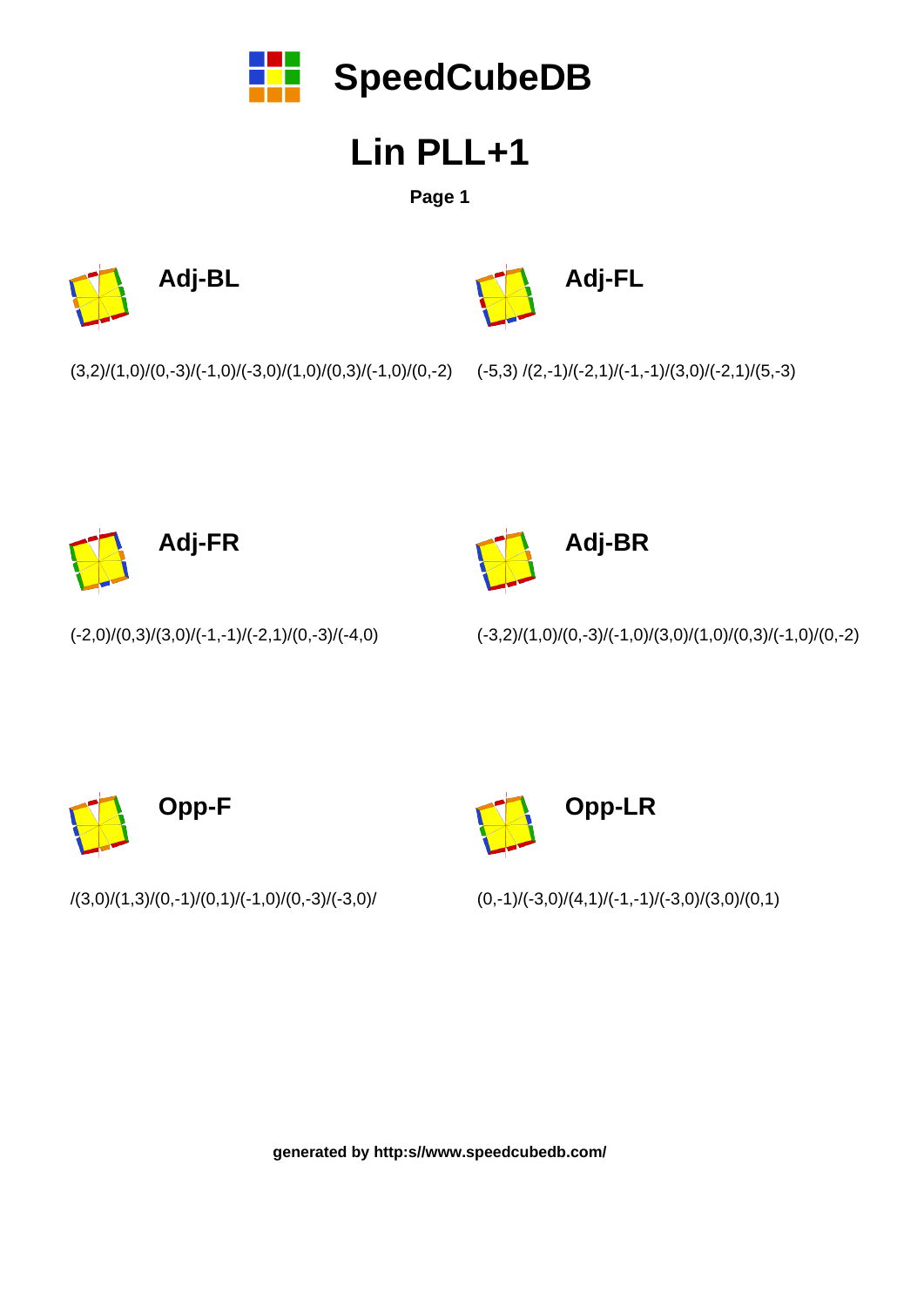# SpeedCubeDB

## Lin PLL+1

**Page 1**

### Adj-BL

(3,2)/(1,0)/(0,-3)/(-1,0)/(-3,0)/(1,0)/(0,3)/(-1,0)/(0,-2)

### Adj-FL

(-5,3) /(2,-1)/(-2,1)/(-1,-1)/(3,0)/(-2,1)/(5,-3)

### Adj-FR

(-2,0)/(0,3)/(3,0)/(-1,-1)/(-2,1)/(0,-3)/(-4,0)

### Adj-BR

(-3,2)/(1,0)/(0,-3)/(-1,0)/(3,0)/(1,0)/(0,3)/(-1,0)/(0,-2)

### Opp-F

/(3,0)/(1,3)/(0,-1)/(0,1)/(-1,0)/(0,-3)/(-3,0)/

### Opp-LR

(0,-1)/(-3,0)/(4,1)/(-1,-1)/(-3,0)/(3,0)/(0,1)

**generated by http:s//www.speedcubedb.com/**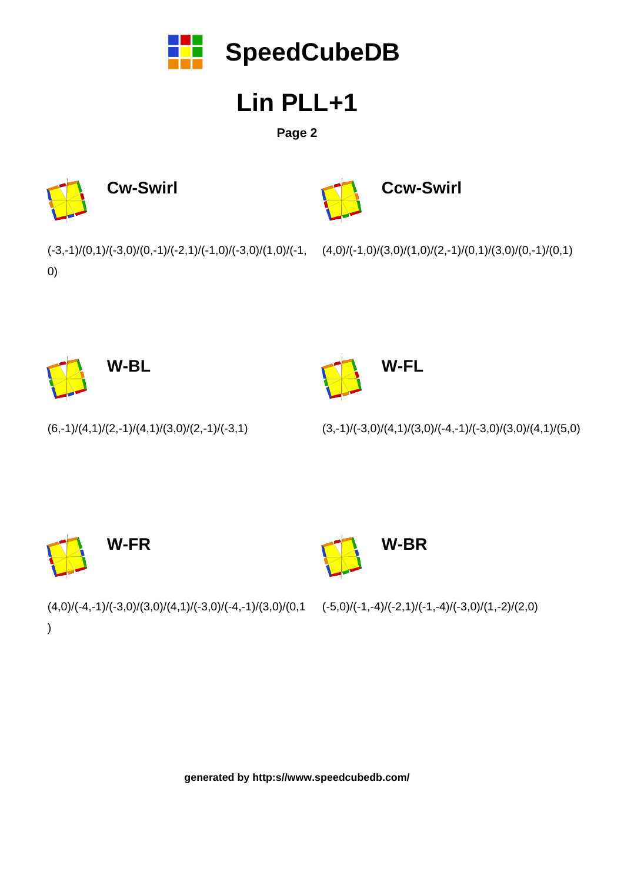# SpeedCubeDB

## Lin PLL+1

**Page 2**

### Cw-Swirl

(-3,-1)/(0,1)/(-3,0)/(0,-1)/(-2,1)/(-1,0)/(-3,0)/(1,0)/(-1,0)

### Ccw-Swirl

(4,0)/(-1,0)/(3,0)/(1,0)/(2,-1)/(0,1)/(3,0)/(0,-1)/(0,1)

### W-BL

(6,-1)/(4,1)/(2,-1)/(4,1)/(3,0)/(2,-1)/(-3,1)

### W-FL

(3,-1)/(-3,0)/(4,1)/(3,0)/(-4,-1)/(-3,0)/(3,0)/(4,1)/(5,0)

### W-FR

(4,0)/(-4,-1)/(-3,0)/(3,0)/(4,1)/(-3,0)/(-4,-1)/(3,0)/(0,1)

### W-BR

(-5,0)/(-1,-4)/(-2,1)/(-1,-4)/(-3,0)/(1,-2)/(2,0)

**generated by http:s//www.speedcubedb.com/**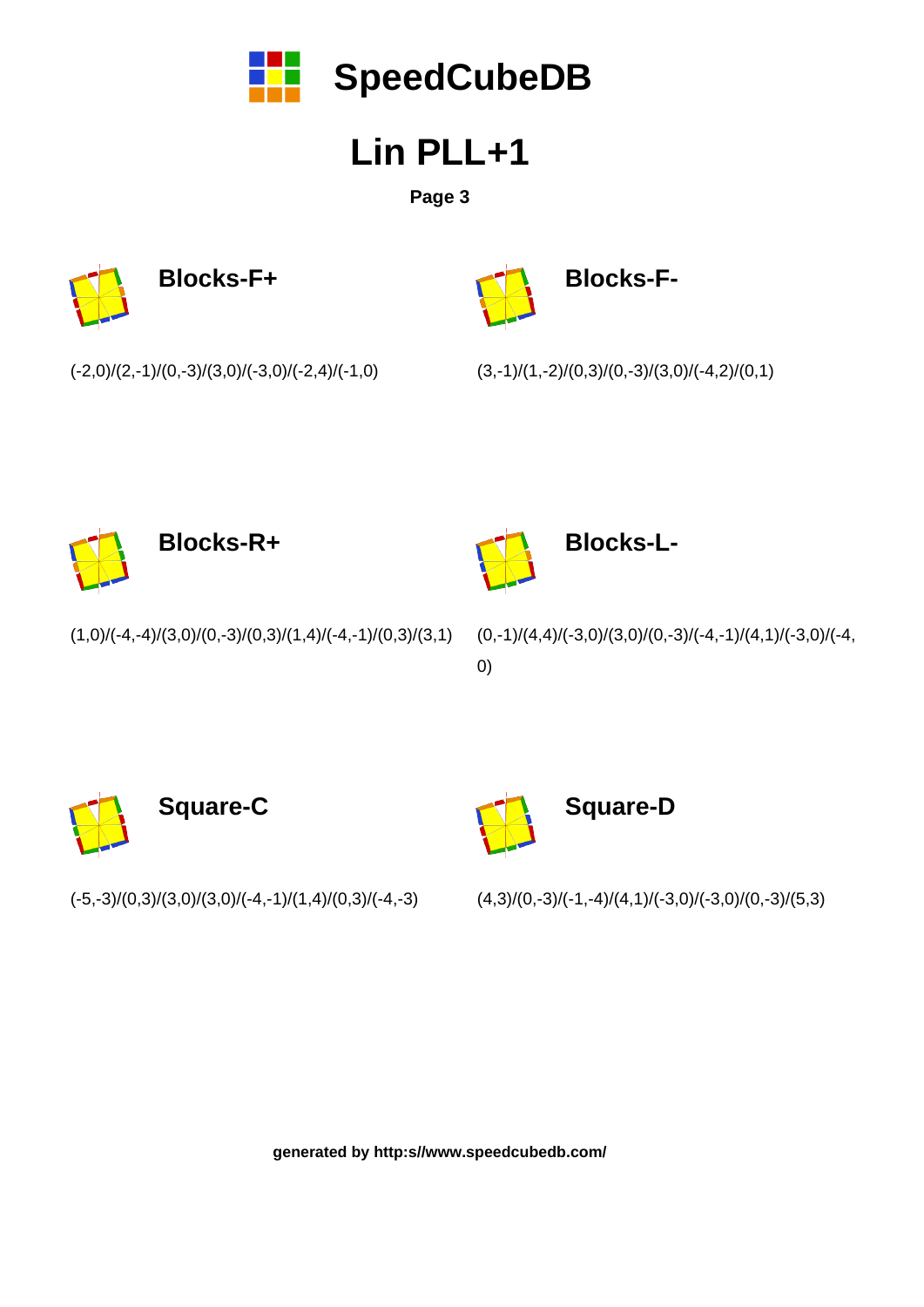# SpeedCubeDB

## Lin PLL+1

**Page 3**

### Blocks-F+

(-2,0)/(2,-1)/(0,-3)/(3,0)/(-3,0)/(-2,4)/(-1,0)

### Blocks-F-

(3,-1)/(1,-2)/(0,3)/(0,-3)/(3,0)/(-4,2)/(0,1)

### Blocks-R+

(1,0)/(-4,-4)/(3,0)/(0,-3)/(0,3)/(1,4)/(-4,-1)/(0,3)/(3,1)

### Blocks-L-

(0,-1)/(4,4)/(-3,0)/(3,0)/(0,-3)/(-4,-1)/(4,1)/(-3,0)/(-4,0)

### Square-C

(-5,-3)/(0,3)/(3,0)/(3,0)/(-4,-1)/(1,4)/(0,3)/(-4,-3)

### Square-D

(4,3)/(0,-3)/(-1,-4)/(4,1)/(-3,0)/(-3,0)/(0,-3)/(5,3)

**generated by http:s//www.speedcubedb.com/**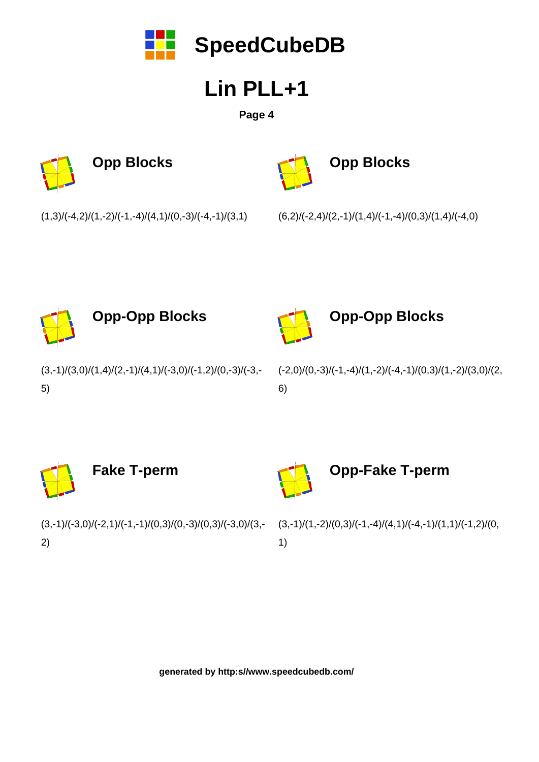# SpeedCubeDB

## Lin PLL+1

**Page 4**

### Opp Blocks

(1,3)/(-4,2)/(1,-2)/(-1,-4)/(4,1)/(0,-3)/(-4,-1)/(3,1)

### Opp Blocks

(6,2)/(-2,4)/(2,-1)/(1,4)/(-1,-4)/(0,3)/(1,4)/(-4,0)

### Opp-Opp Blocks

(3,-1)/(3,0)/(1,4)/(2,-1)/(4,1)/(-3,0)/(-1,2)/(0,-3)/(-3,-5)

### Opp-Opp Blocks

(-2,0)/(0,-3)/(-1,-4)/(1,-2)/(-4,-1)/(0,3)/(1,-2)/(3,0)/(2,6)

### Fake T-perm

(3,-1)/(-3,0)/(-2,1)/(-1,-1)/(0,3)/(0,-3)/(0,3)/(-3,0)/(3,-2)

### Opp-Fake T-perm

(3,-1)/(1,-2)/(0,3)/(-1,-4)/(4,1)/(-4,-1)/(1,1)/(-1,2)/(0,1)

**generated by http:s//www.speedcubedb.com/**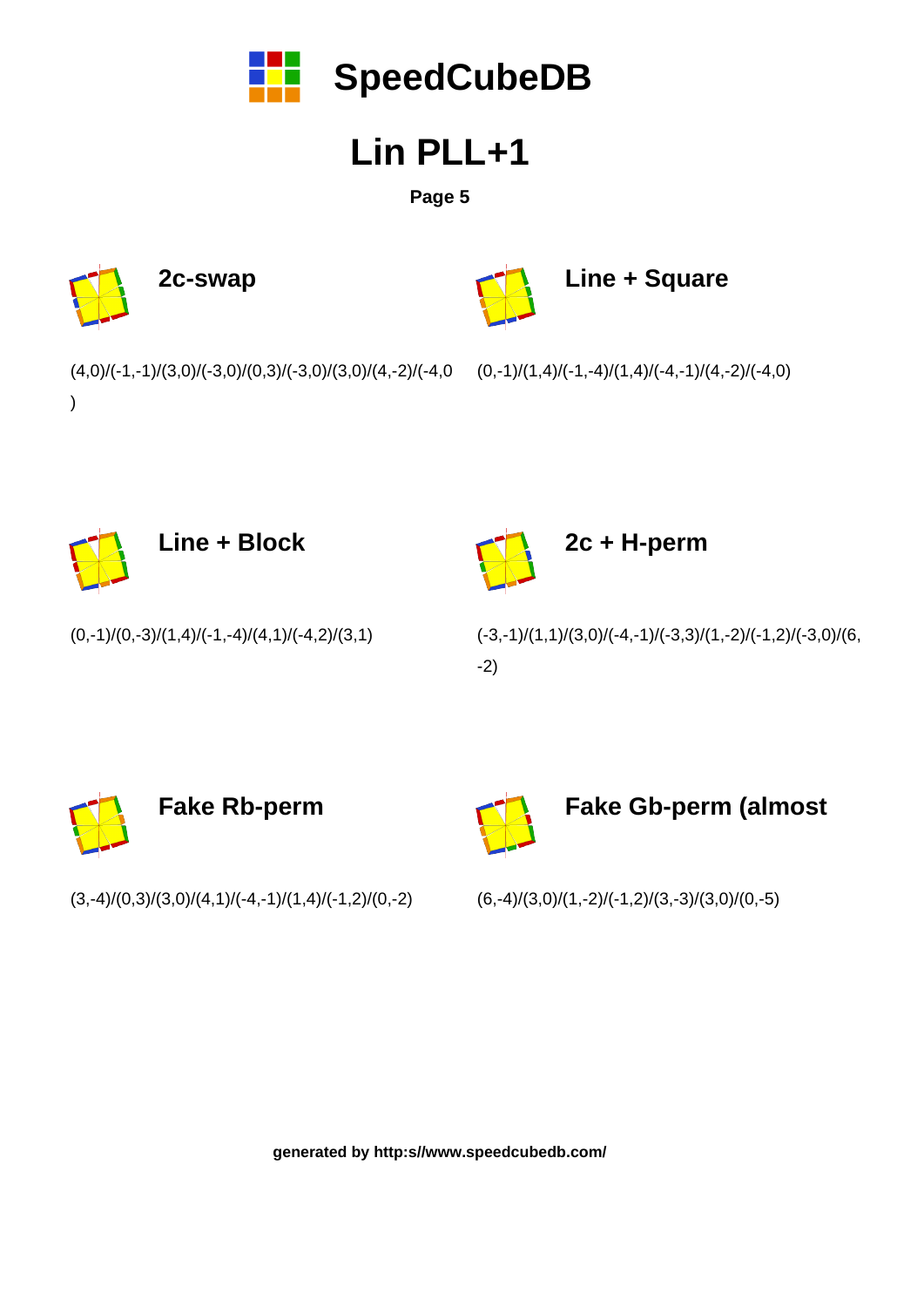# Lin PLL+1

### 2c-swap

(4,0)/(-1,-1)/(3,0)/(-3,0)/(0,3)/(-3,0)/(3,0)/(4,-2)/(-4,0)

### Line + Square

(0,-1)/(1,4)/(-1,-4)/(1,4)/(-4,-1)/(4,-2)/(-4,0)

### Line + Block

(0,-1)/(0,-3)/(1,4)/(-1,-4)/(4,1)/(-4,2)/(3,1)

### 2c + H-perm

(-3,-1)/(1,1)/(3,0)/(-4,-1)/(-3,3)/(1,-2)/(-1,2)/(-3,0)/(6,-2)

### Fake Rb-perm

(3,-4)/(0,3)/(3,0)/(4,1)/(-4,-1)/(1,4)/(-1,2)/(0,-2)

### Fake Gb-perm (almost

(6,-4)/(3,0)/(1,-2)/(-1,2)/(3,-3)/(3,0)/(0,-5)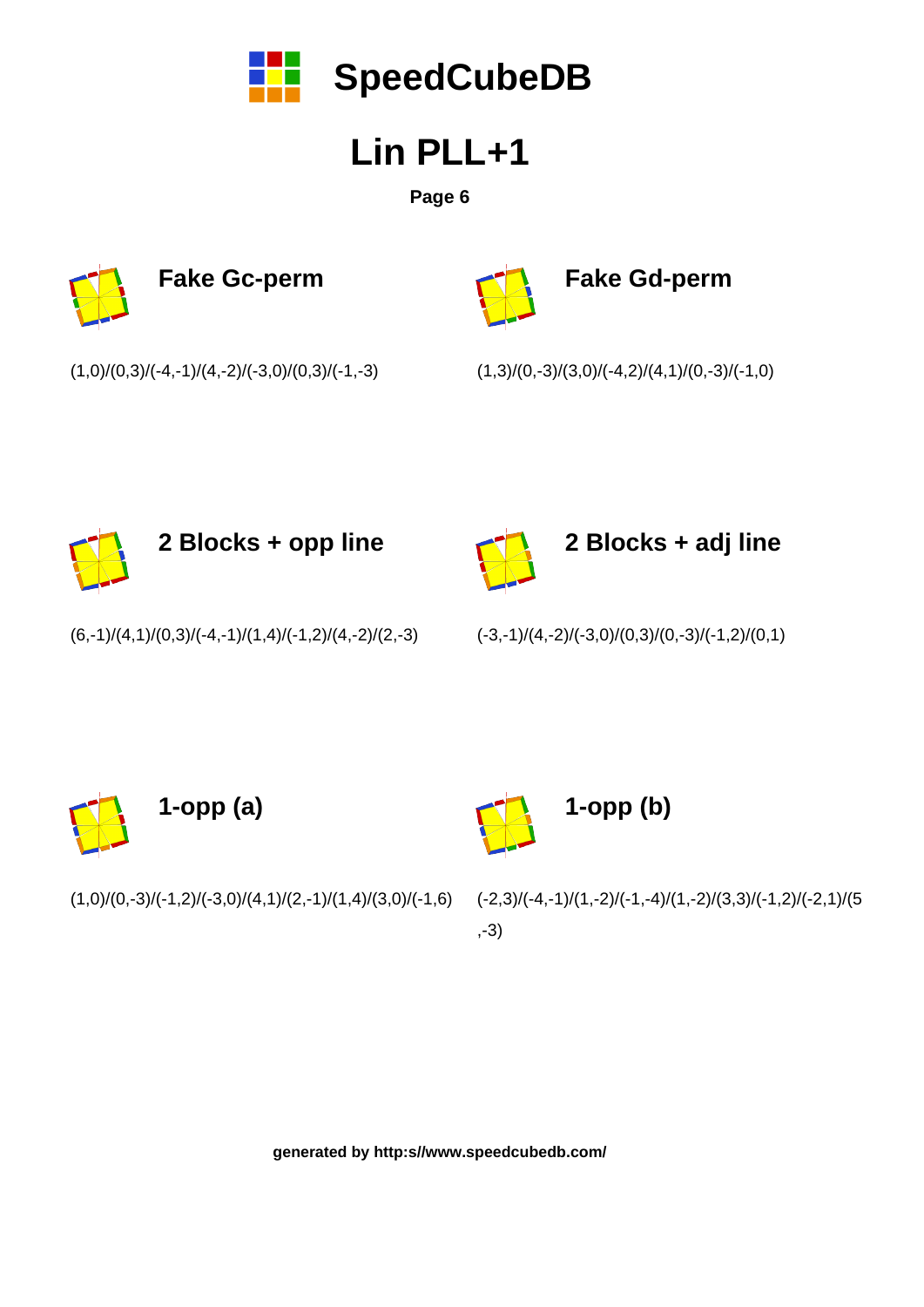# SpeedCubeDB

## Lin PLL+1

**Page 6**

### Fake Gc-perm

(1,0)/(0,3)/(-4,-1)/(4,-2)/(-3,0)/(0,3)/(-1,-3)

### Fake Gd-perm

(1,3)/(0,-3)/(3,0)/(-4,2)/(4,1)/(0,-3)/(-1,0)

### 2 Blocks + opp line

(6,-1)/(4,1)/(0,3)/(-4,-1)/(1,4)/(-1,2)/(4,-2)/(2,-3)

### 2 Blocks + adj line

(-3,-1)/(4,-2)/(-3,0)/(0,3)/(0,-3)/(-1,2)/(0,1)

### 1-opp (a)

(1,0)/(0,-3)/(-1,2)/(-3,0)/(4,1)/(2,-1)/(1,4)/(3,0)/(-1,6)

### 1-opp (b)

(-2,3)/(-4,-1)/(1,-2)/(-1,-4)/(1,-2)/(3,3)/(-1,2)/(-2,1)/(5,-3)

**generated by http:s//www.speedcubedb.com/**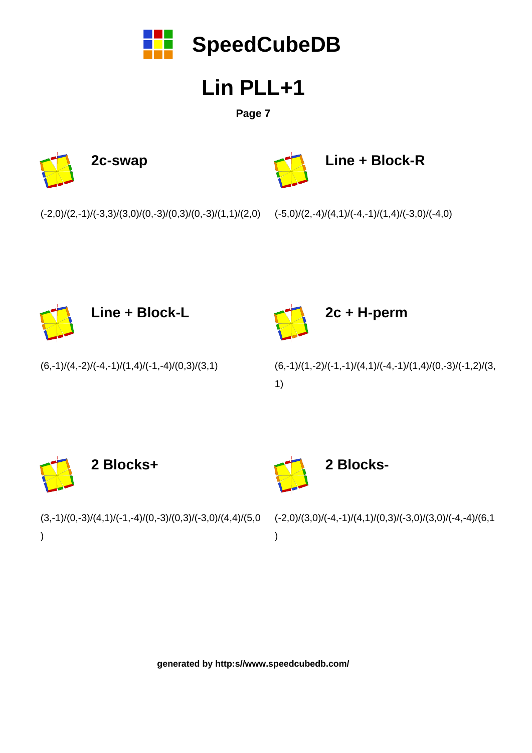# SpeedCubeDB

# Lin PLL+1

**Page 7**

### 2c-swap

(-2,0)/(2,-1)/(-3,3)/(3,0)/(0,-3)/(0,3)/(0,-3)/(1,1)/(2,0)

### Line + Block-R

(-5,0)/(2,-4)/(4,1)/(-4,-1)/(1,4)/(-3,0)/(-4,0)

### Line + Block-L

(6,-1)/(4,-2)/(-4,-1)/(1,4)/(-1,-4)/(0,3)/(3,1)

### 2c + H-perm

(6,-1)/(1,-2)/(-1,-1)/(4,1)/(-4,-1)/(1,4)/(0,-3)/(-1,2)/(3,1)

### 2 Blocks+

(3,-1)/(0,-3)/(4,1)/(-1,-4)/(0,-3)/(0,3)/(-3,0)/(4,4)/(5,0)

### 2 Blocks-

(-2,0)/(3,0)/(-4,-1)/(4,1)/(0,3)/(-3,0)/(3,0)/(-4,-4)/(6,1)

**generated by http:s//www.speedcubedb.com/**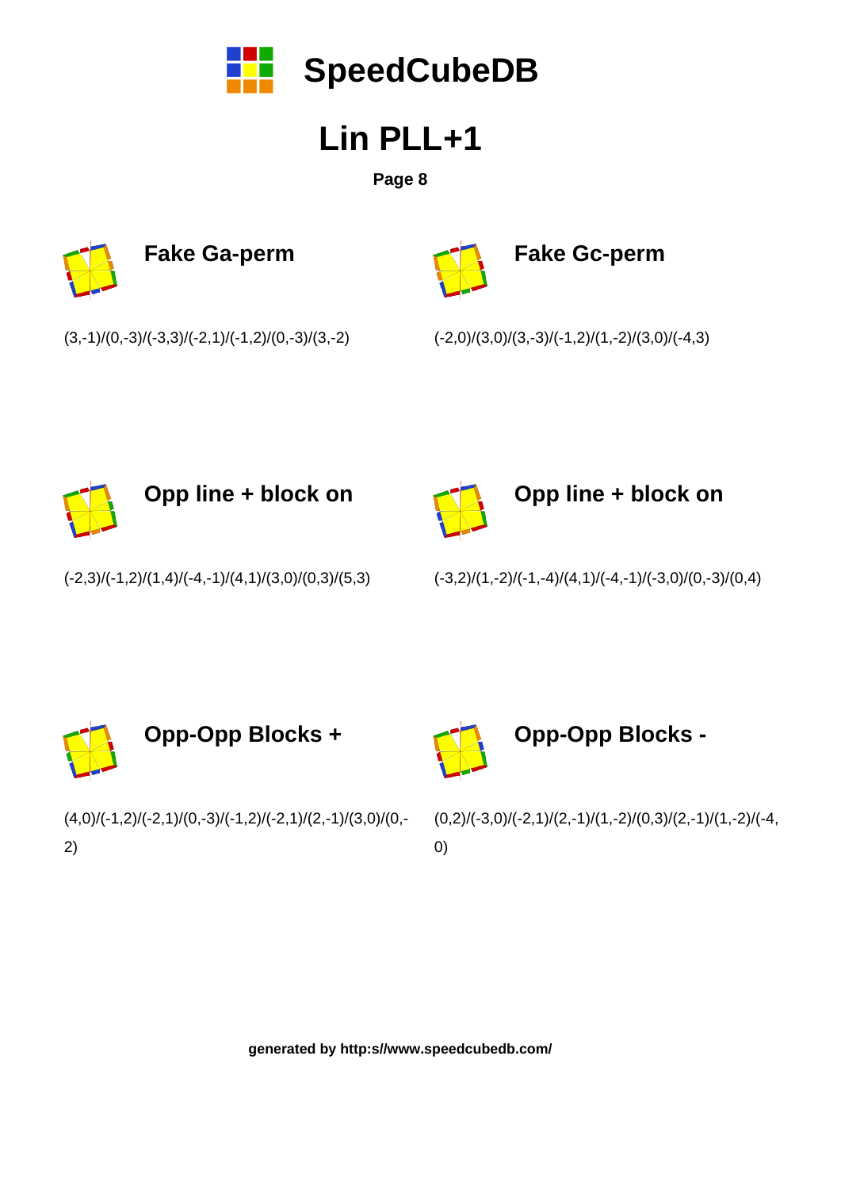# SpeedCubeDB

## Lin PLL+1

**Page 8**

### Fake Ga-perm

(3,-1)/(0,-3)/(-3,3)/(-2,1)/(-1,2)/(0,-3)/(3,-2)

### Fake Gc-perm

(-2,0)/(3,0)/(3,-3)/(-1,2)/(1,-2)/(3,0)/(-4,3)

### Opp line + block on

(-2,3)/(-1,2)/(1,4)/(-4,-1)/(4,1)/(3,0)/(0,3)/(5,3)

### Opp line + block on

(-3,2)/(1,-2)/(-1,-4)/(4,1)/(-4,-1)/(-3,0)/(0,-3)/(0,4)

### Opp-Opp Blocks +

(4,0)/(-1,2)/(-2,1)/(0,-3)/(-1,2)/(-2,1)/(2,-1)/(3,0)/(0,-2)

### Opp-Opp Blocks -

(0,2)/(-3,0)/(-2,1)/(2,-1)/(1,-2)/(0,3)/(2,-1)/(1,-2)/(-4,0)

**generated by http:s//www.speedcubedb.com/**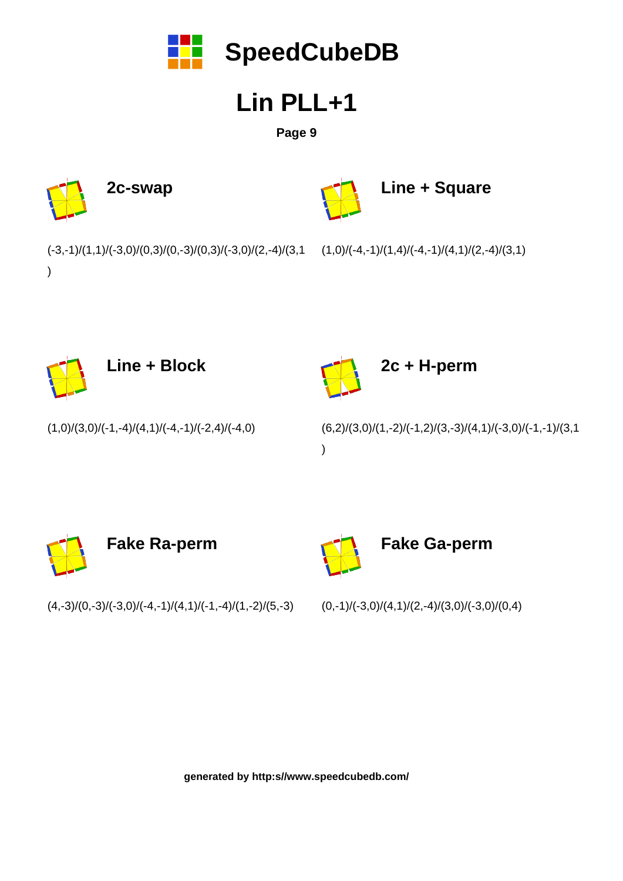# SpeedCubeDB

# Lin PLL+1

**Page 9**

### 2c-swap

(-3,-1)/(1,1)/(-3,0)/(0,3)/(0,-3)/(0,3)/(-3,0)/(2,-4)/(3,1)

### Line + Square

(1,0)/(-4,-1)/(1,4)/(-4,-1)/(4,1)/(2,-4)/(3,1)

### Line + Block

(1,0)/(3,0)/(-1,-4)/(4,1)/(-4,-1)/(-2,4)/(-4,0)

### 2c + H-perm

(6,2)/(3,0)/(1,-2)/(-1,2)/(3,-3)/(4,1)/(-3,0)/(-1,-1)/(3,1)

### Fake Ra-perm

(4,-3)/(0,-3)/(-3,0)/(-4,-1)/(4,1)/(-1,-4)/(1,-2)/(5,-3)

### Fake Ga-perm

(0,-1)/(-3,0)/(4,1)/(2,-4)/(3,0)/(-3,0)/(0,4)

**generated by http:s//www.speedcubedb.com/**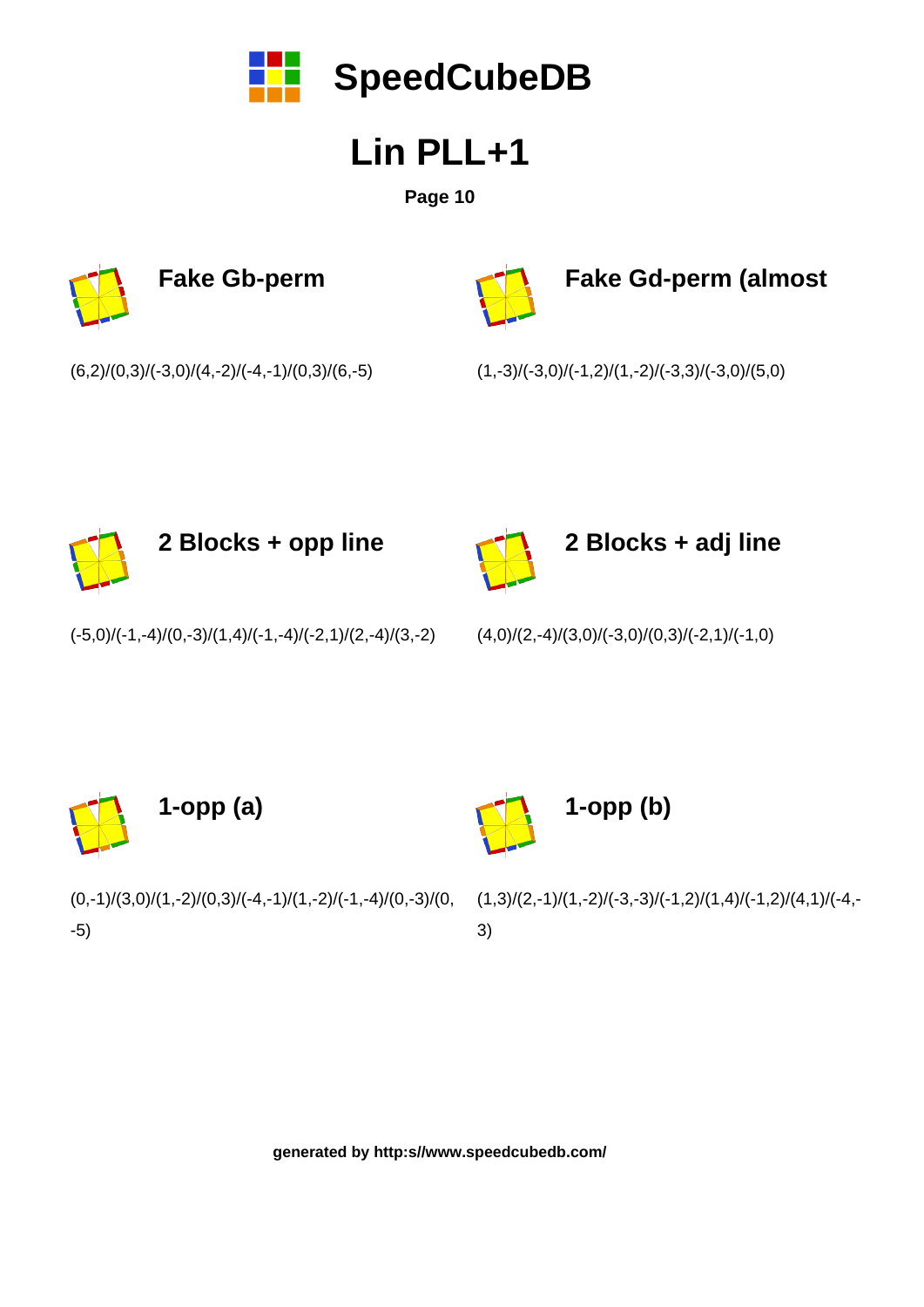# Lin PLL+1

**Page 10**

### Fake Gb-perm

(6,2)/(0,3)/(-3,0)/(4,-2)/(-4,-1)/(0,3)/(6,-5)

### Fake Gd-perm (almost

(1,-3)/(-3,0)/(-1,2)/(1,-2)/(-3,3)/(-3,0)/(5,0)

### 2 Blocks + opp line

(-5,0)/(-1,-4)/(0,-3)/(1,4)/(-1,-4)/(-2,1)/(2,-4)/(3,-2)

### 2 Blocks + adj line

(4,0)/(2,-4)/(3,0)/(-3,0)/(0,3)/(-2,1)/(-1,0)

### 1-opp (a)

(0,-1)/(3,0)/(1,-2)/(0,3)/(-4,-1)/(1,-2)/(-1,-4)/(0,-3)/(0,-5)

### 1-opp (b)

(1,3)/(2,-1)/(1,-2)/(-3,-3)/(-1,2)/(1,4)/(-1,2)/(4,1)/(-4,-3)

**generated by http:s//www.speedcubedb.com/**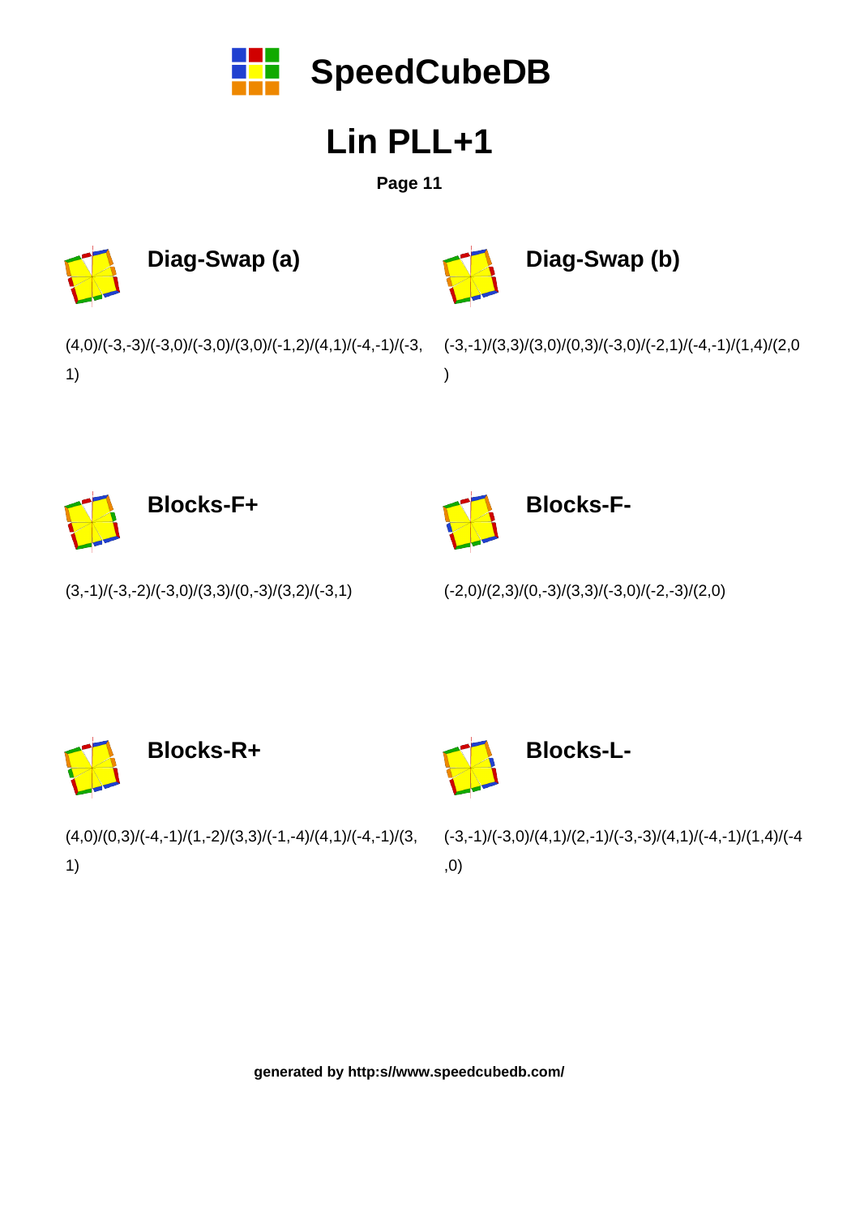# SpeedCubeDB

## Lin PLL+1

**Page 11**

### Diag-Swap (a)

(4,0)/(-3,-3)/(-3,0)/(-3,0)/(3,0)/(-1,2)/(4,1)/(-4,-1)/(-3,1)

### Diag-Swap (b)

(-3,-1)/(3,3)/(3,0)/(0,3)/(-3,0)/(-2,1)/(-4,-1)/(1,4)/(2,0)

### Blocks-F+

(3,-1)/(-3,-2)/(-3,0)/(3,3)/(0,-3)/(3,2)/(-3,1)

### Blocks-F-

(-2,0)/(2,3)/(0,-3)/(3,3)/(-3,0)/(-2,-3)/(2,0)

### Blocks-R+

(4,0)/(0,3)/(-4,-1)/(1,-2)/(3,3)/(-1,-4)/(4,1)/(-4,-1)/(3,1)

### Blocks-L-

(-3,-1)/(-3,0)/(4,1)/(2,-1)/(-3,-3)/(4,1)/(-4,-1)/(1,4)/(-4,0)

**generated by http:s//www.speedcubedb.com/**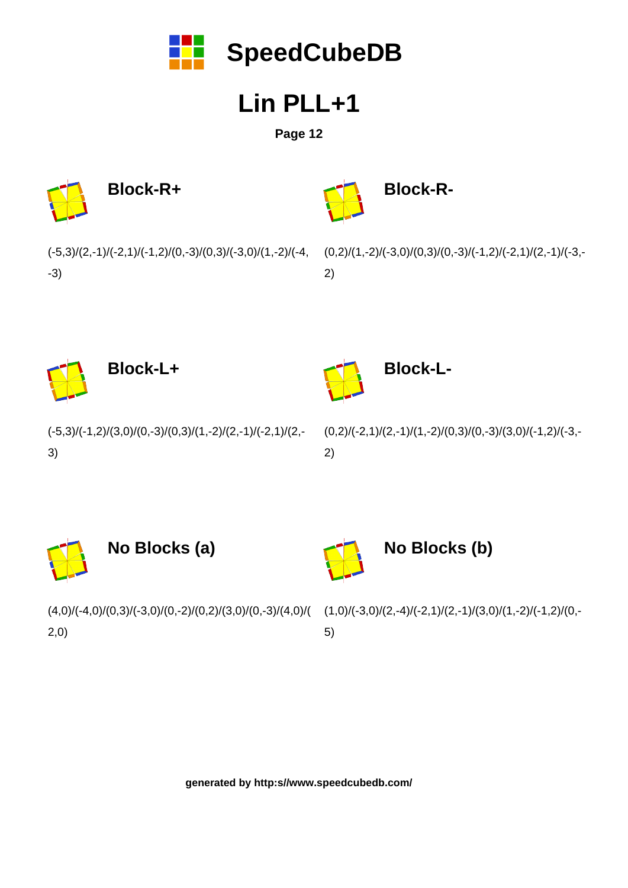# SpeedCubeDB

## Lin PLL+1

**Page 12**

### Block-R+

(-5,3)/(2,-1)/(-2,1)/(-1,2)/(0,-3)/(0,3)/(-3,0)/(1,-2)/(-4,-3)

### Block-R-

(0,2)/(1,-2)/(-3,0)/(0,3)/(0,-3)/(-1,2)/(-2,1)/(2,-1)/(-3,-2)

### Block-L+

(-5,3)/(-1,2)/(3,0)/(0,-3)/(0,3)/(1,-2)/(2,-1)/(-2,1)/(2,-3)

### Block-L-

(0,2)/(-2,1)/(2,-1)/(1,-2)/(0,3)/(0,-3)/(3,0)/(-1,2)/(-3,-2)

### No Blocks (a)

(4,0)/(-4,0)/(0,3)/(-3,0)/(0,-2)/(0,2)/(3,0)/(0,-3)/(4,0)/(2,0)

### No Blocks (b)

(1,0)/(-3,0)/(2,-4)/(-2,1)/(2,-1)/(3,0)/(1,-2)/(-1,2)/(0,-5)

generated by http:s//www.speedcubedb.com/